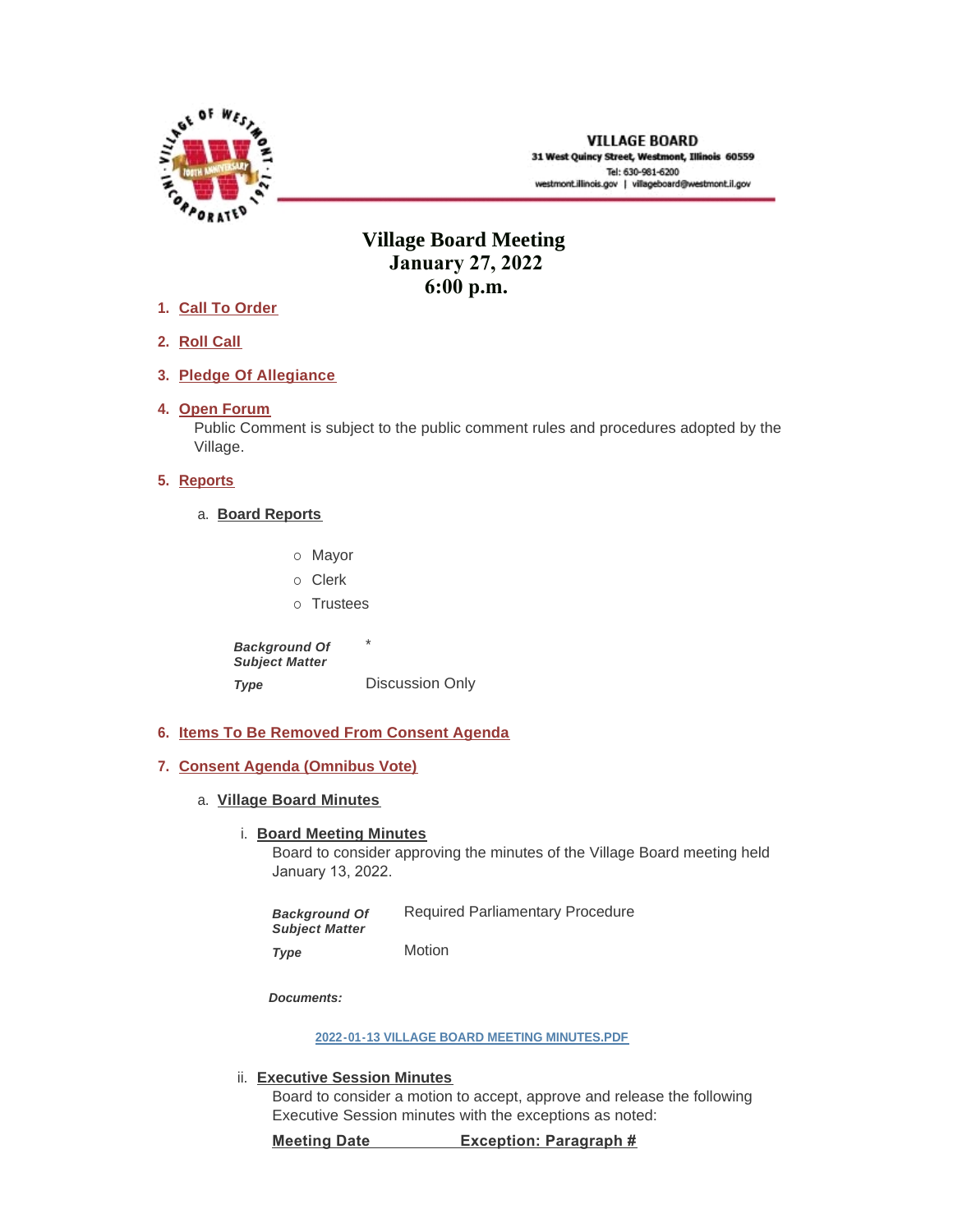**VILLAGE BOARD**
**31 West Quincy Street, Westmont, Illinois 60559**
Tel: 630-981-6200
westmont.illinois.gov | villageboard@westmont.il.gov

# Village Board Meeting
## January 27, 2022
## 6:00 p.m.

1. **Call To Order**
2. **Roll Call**
3. **Pledge Of Allegiance**
4. **Open Forum**
   Public Comment is subject to the public comment rules and procedures adopted by the Village.
5. **Reports**
   a. **Board Reports**
      - Mayor
      - Clerk
      - Trustees

      | | |
      |---|---|
      | ***Background Of Subject Matter*** | * |
      | ***Type*** | Discussion Only |

6. **Items To Be Removed From Consent Agenda**
7. **Consent Agenda (Omnibus Vote)**
   a. **Village Board Minutes**
      i. **Board Meeting Minutes**
         Board to consider approving the minutes of the Village Board meeting held January 13, 2022.

         | | |
         |---|---|
         | ***Background Of Subject Matter*** | Required Parliamentary Procedure |
         | ***Type*** | Motion |

         ***Documents:***

         2022-01-13 VILLAGE BOARD MEETING MINUTES.PDF

      ii. **Executive Session Minutes**
         Board to consider a motion to accept, approve and release the following Executive Session minutes with the exceptions as noted:

         **Meeting Date** **Exception: Paragraph #**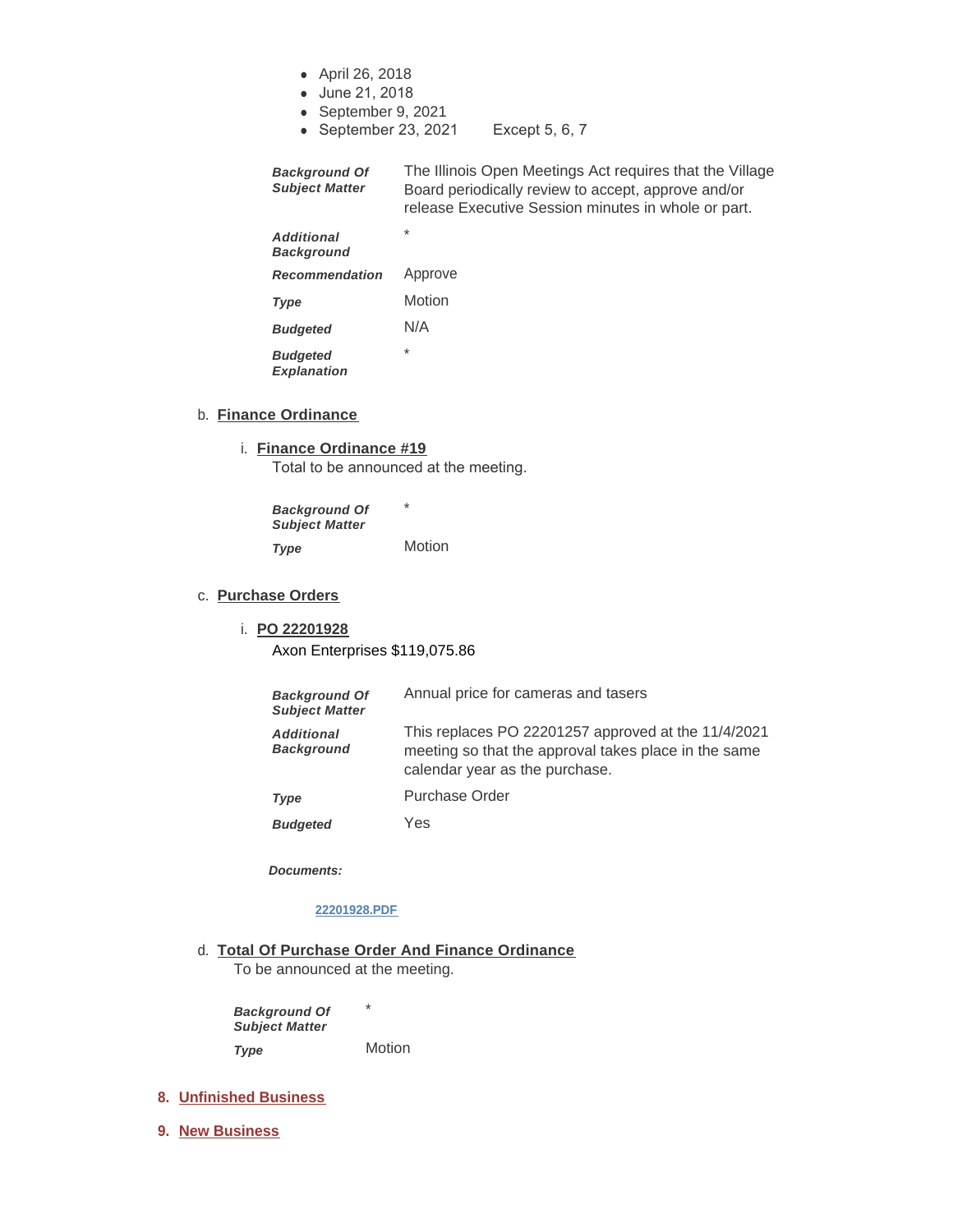- April 26, 2018
- June 21, 2018
- September 9, 2021
- September 23, 2021    Except 5, 6, 7

| | |
|---|---|
| ***Background Of Subject Matter*** | The Illinois Open Meetings Act requires that the Village Board periodically review to accept, approve and/or release Executive Session minutes in whole or part. |
| ***Additional Background*** | * |
| ***Recommendation*** | Approve |
| ***Type*** | Motion |
| ***Budgeted*** | N/A |
| ***Budgeted Explanation*** | * |

b. **Finance Ordinance**

i. **Finance Ordinance #19**

Total to be announced at the meeting.

| | |
|---|---|
| ***Background Of Subject Matter*** | * |
| ***Type*** | Motion |

c. **Purchase Orders**

i. **PO 22201928**

Axon Enterprises $119,075.86

| | |
|---|---|
| ***Background Of Subject Matter*** | Annual price for cameras and tasers |
| ***Additional Background*** | This replaces PO 22201257 approved at the 11/4/2021 meeting so that the approval takes place in the same calendar year as the purchase. |
| ***Type*** | Purchase Order |
| ***Budgeted*** | Yes |

***Documents:***

22201928.PDF

d. **Total Of Purchase Order And Finance Ordinance**

To be announced at the meeting.

| | |
|---|---|
| ***Background Of Subject Matter*** | * |
| ***Type*** | Motion |

## 8. Unfinished Business

## 9. New Business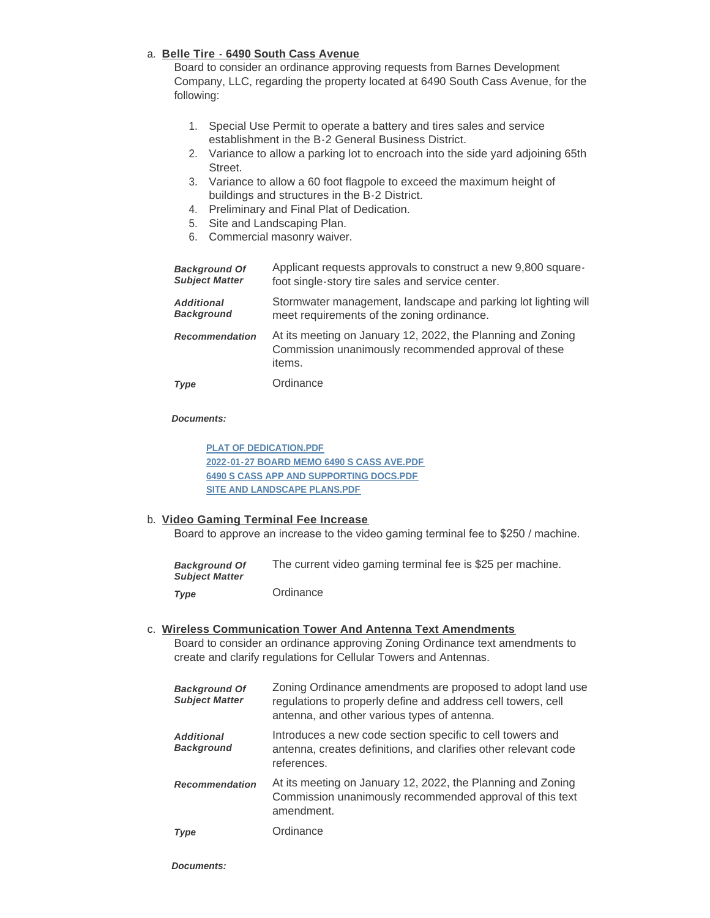a. **Belle Tire - 6490 South Cass Avenue**

Board to consider an ordinance approving requests from Barnes Development Company, LLC, regarding the property located at 6490 South Cass Avenue, for the following:

1. Special Use Permit to operate a battery and tires sales and service establishment in the B-2 General Business District.
2. Variance to allow a parking lot to encroach into the side yard adjoining 65th Street.
3. Variance to allow a 60 foot flagpole to exceed the maximum height of buildings and structures in the B-2 District.
4. Preliminary and Final Plat of Dedication.
5. Site and Landscaping Plan.
6. Commercial masonry waiver.

| | |
|---|---|
| ***Background Of Subject Matter*** | Applicant requests approvals to construct a new 9,800 square-foot single-story tire sales and service center. |
| ***Additional Background*** | Stormwater management, landscape and parking lot lighting will meet requirements of the zoning ordinance. |
| ***Recommendation*** | At its meeting on January 12, 2022, the Planning and Zoning Commission unanimously recommended approval of these items. |
| ***Type*** | Ordinance |

***Documents:***

PLAT OF DEDICATION.PDF
2022-01-27 BOARD MEMO 6490 S CASS AVE.PDF
6490 S CASS APP AND SUPPORTING DOCS.PDF
SITE AND LANDSCAPE PLANS.PDF

b. **Video Gaming Terminal Fee Increase**

Board to approve an increase to the video gaming terminal fee to $250 / machine.

| | |
|---|---|
| ***Background Of Subject Matter*** | The current video gaming terminal fee is $25 per machine. |
| ***Type*** | Ordinance |

c. **Wireless Communication Tower And Antenna Text Amendments**

Board to consider an ordinance approving Zoning Ordinance text amendments to create and clarify regulations for Cellular Towers and Antennas.

| | |
|---|---|
| ***Background Of Subject Matter*** | Zoning Ordinance amendments are proposed to adopt land use regulations to properly define and address cell towers, cell antenna, and other various types of antenna. |
| ***Additional Background*** | Introduces a new code section specific to cell towers and antenna, creates definitions, and clarifies other relevant code references. |
| ***Recommendation*** | At its meeting on January 12, 2022, the Planning and Zoning Commission unanimously recommended approval of this text amendment. |
| ***Type*** | Ordinance |

***Documents:***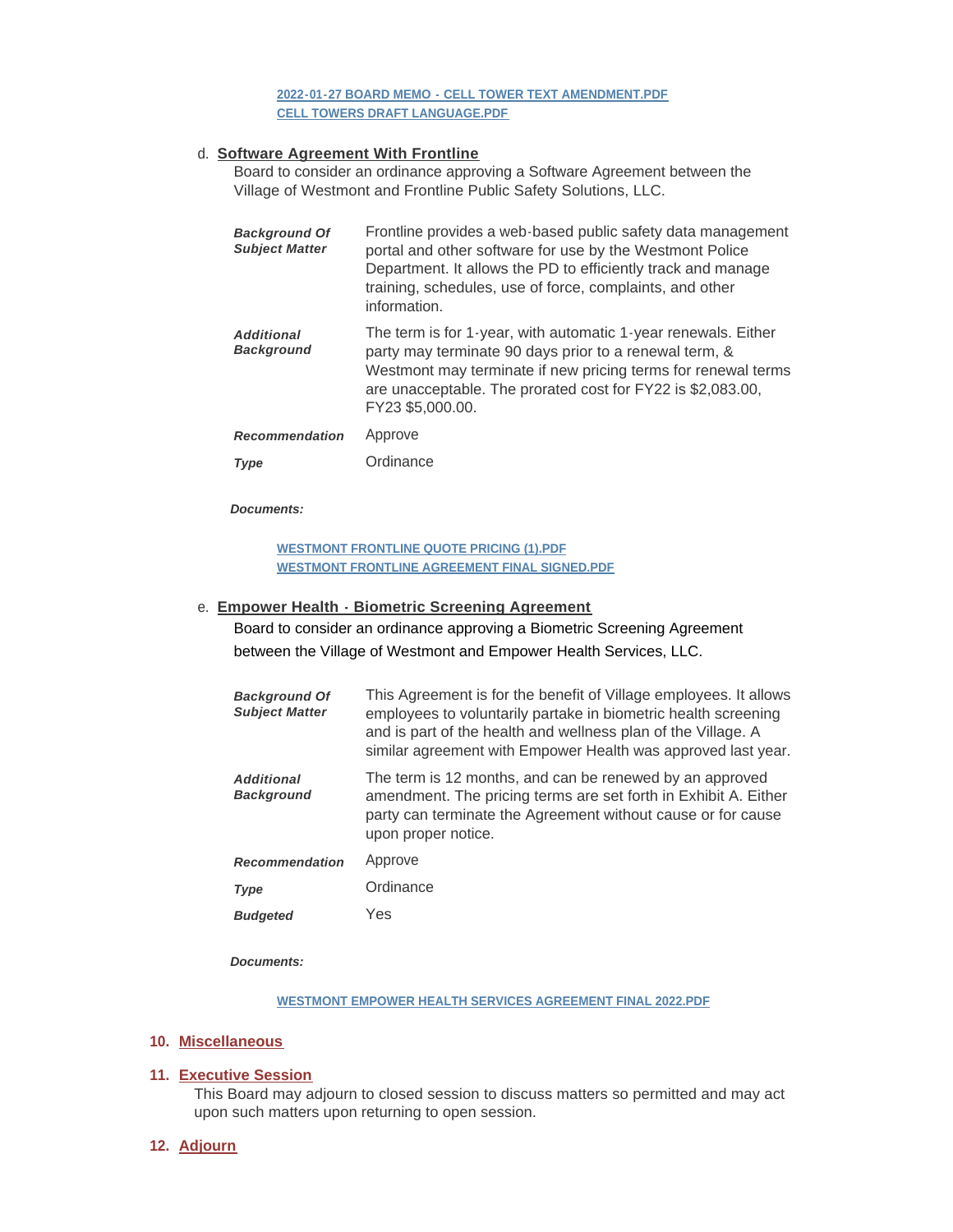2022-01-27 BOARD MEMO - CELL TOWER TEXT AMENDMENT.PDF
CELL TOWERS DRAFT LANGUAGE.PDF

d. **Software Agreement With Frontline**

Board to consider an ordinance approving a Software Agreement between the Village of Westmont and Frontline Public Safety Solutions, LLC.

| | |
|---|---|
| ***Background Of Subject Matter*** | Frontline provides a web-based public safety data management portal and other software for use by the Westmont Police Department. It allows the PD to efficiently track and manage training, schedules, use of force, complaints, and other information. |
| ***Additional Background*** | The term is for 1-year, with automatic 1-year renewals. Either party may terminate 90 days prior to a renewal term, & Westmont may terminate if new pricing terms for renewal terms are unacceptable. The prorated cost for FY22 is $2,083.00, FY23 $5,000.00. |
| ***Recommendation*** | Approve |
| ***Type*** | Ordinance |

***Documents:***

WESTMONT FRONTLINE QUOTE PRICING (1).PDF
WESTMONT FRONTLINE AGREEMENT FINAL SIGNED.PDF

e. **Empower Health - Biometric Screening Agreement**

Board to consider an ordinance approving a Biometric Screening Agreement between the Village of Westmont and Empower Health Services, LLC.

| | |
|---|---|
| ***Background Of Subject Matter*** | This Agreement is for the benefit of Village employees. It allows employees to voluntarily partake in biometric health screening and is part of the health and wellness plan of the Village. A similar agreement with Empower Health was approved last year. |
| ***Additional Background*** | The term is 12 months, and can be renewed by an approved amendment. The pricing terms are set forth in Exhibit A. Either party can terminate the Agreement without cause or for cause upon proper notice. |
| ***Recommendation*** | Approve |
| ***Type*** | Ordinance |
| ***Budgeted*** | Yes |

***Documents:***

WESTMONT EMPOWER HEALTH SERVICES AGREEMENT FINAL 2022.PDF

## 10. Miscellaneous

## 11. Executive Session

This Board may adjourn to closed session to discuss matters so permitted and may act upon such matters upon returning to open session.

## 12. Adjourn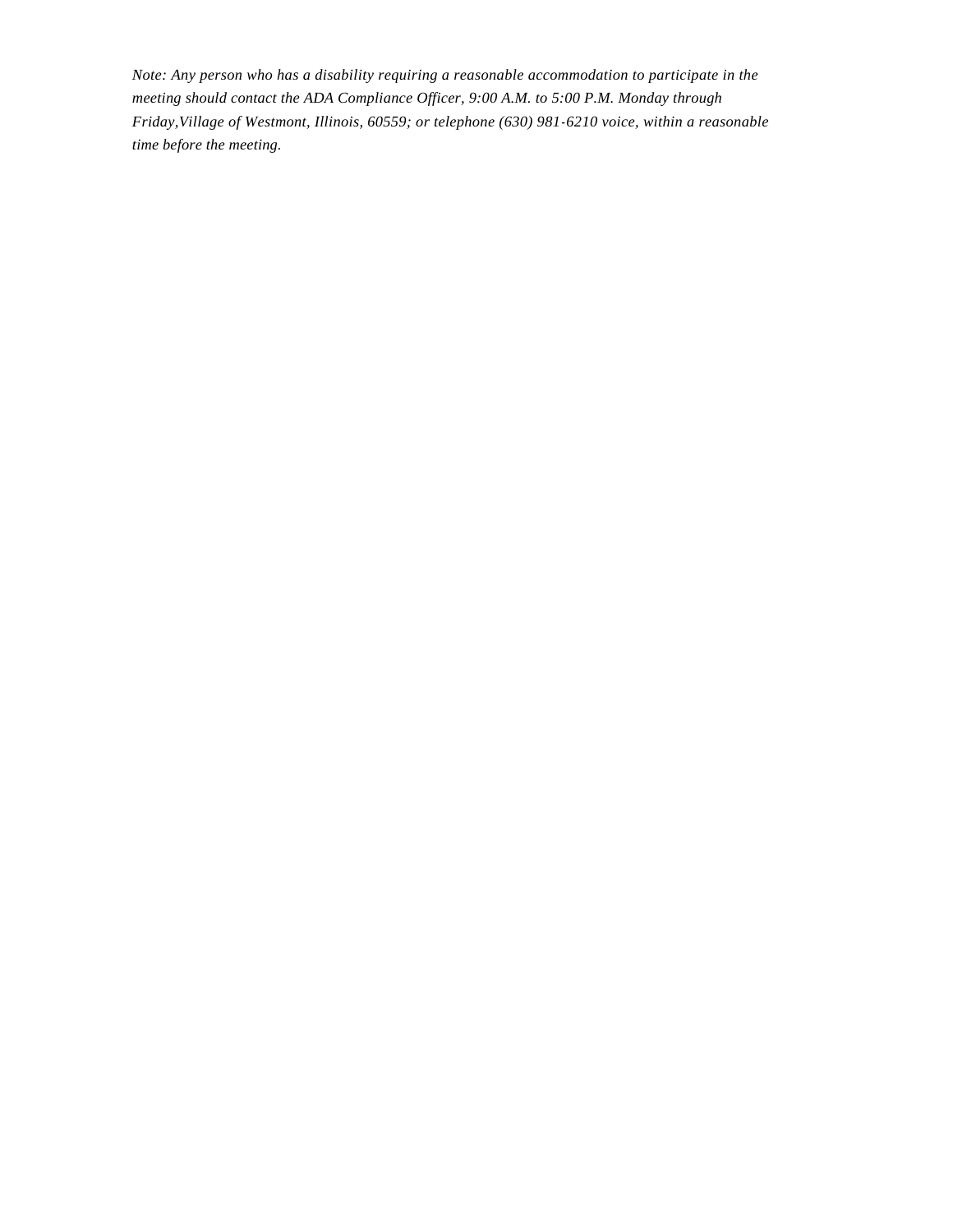*Note: Any person who has a disability requiring a reasonable accommodation to participate in the meeting should contact the ADA Compliance Officer, 9:00 A.M. to 5:00 P.M. Monday through Friday,Village of Westmont, Illinois, 60559; or telephone (630) 981-6210 voice, within a reasonable time before the meeting.*